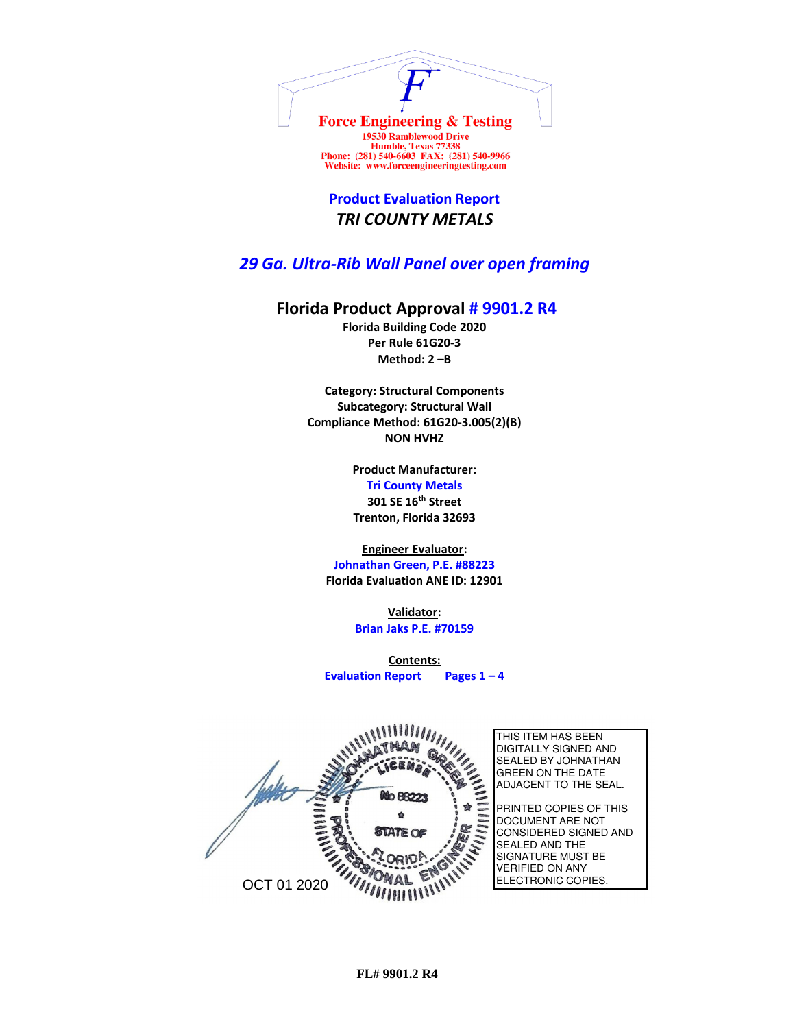**Force Engineering & Testing**
19530 Ramblewood Drive
Humble, Texas 77338
Phone: (281) 540-6603 FAX: (281) 540-9966
Website: www.forceengineeringtesting.com

# Product Evaluation Report
## *TRI COUNTY METALS*

## *29 Ga. Ultra-Rib Wall Panel over open framing*

## Florida Product Approval # 9901.2 R4

**Florida Building Code 2020**
**Per Rule 61G20-3**
**Method: 2 –B**

**Category: Structural Components**
**Subcategory: Structural Wall**
**Compliance Method: 61G20-3.005(2)(B)**
**NON HVHZ**

**Product Manufacturer:**
**Tri County Metals**
**301 SE 16th Street**
**Trenton, Florida 32693**

**Engineer Evaluator:**
**Johnathan Green, P.E. #88223**
**Florida Evaluation ANE ID: 12901**

**Validator:**
**Brian Jaks P.E. #70159**

**Contents:**
**Evaluation Report Pages 1 – 4**

JOHNATHAN GREEN LICENSE No 88223 STATE OF FLORIDA PROFESSIONAL ENGINEER

OCT 01 2020

THIS ITEM HAS BEEN DIGITALLY SIGNED AND SEALED BY JOHNATHAN GREEN ON THE DATE ADJACENT TO THE SEAL.

PRINTED COPIES OF THIS DOCUMENT ARE NOT CONSIDERED SIGNED AND SEALED AND THE SIGNATURE MUST BE VERIFIED ON ANY ELECTRONIC COPIES.

FL# 9901.2 R4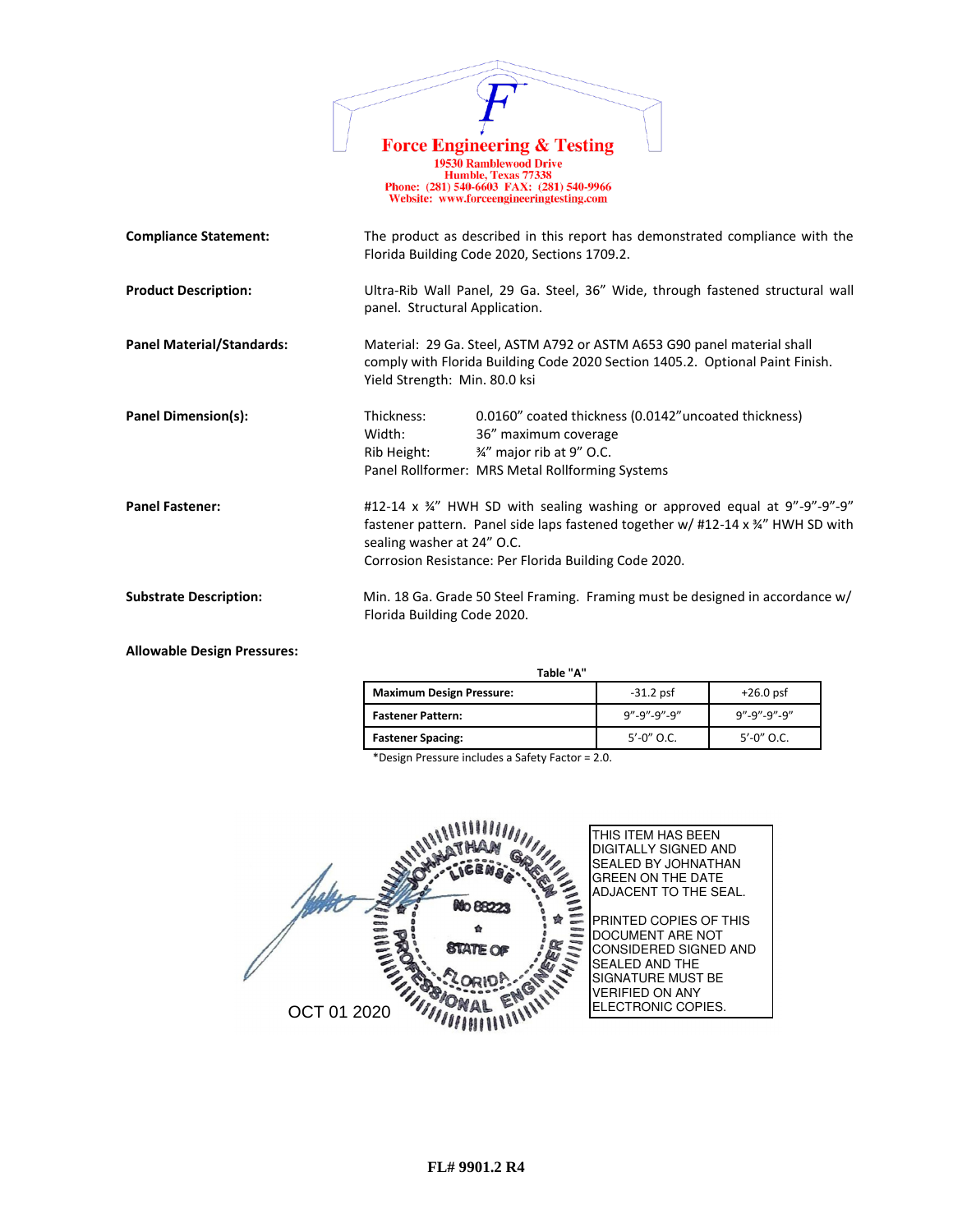**Force Engineering & Testing**
19530 Ramblewood Drive
Humble, Texas 77338
Phone: (281) 540-6603 FAX: (281) 540-9966
Website: www.forceengineeringtesting.com

**Compliance Statement:** The product as described in this report has demonstrated compliance with the Florida Building Code 2020, Sections 1709.2.

**Product Description:** Ultra-Rib Wall Panel, 29 Ga. Steel, 36" Wide, through fastened structural wall panel. Structural Application.

**Panel Material/Standards:** Material: 29 Ga. Steel, ASTM A792 or ASTM A653 G90 panel material shall comply with Florida Building Code 2020 Section 1405.2. Optional Paint Finish. Yield Strength: Min. 80.0 ksi

**Panel Dimension(s):**
Thickness: 0.0160" coated thickness (0.0142" uncoated thickness)
Width: 36" maximum coverage
Rib Height: ¾" major rib at 9" O.C.
Panel Rollformer: MRS Metal Rollforming Systems

**Panel Fastener:** #12-14 x ¾" HWH SD with sealing washing or approved equal at 9"-9"-9"-9" fastener pattern. Panel side laps fastened together w/ #12-14 x ¾" HWH SD with sealing washer at 24" O.C.
Corrosion Resistance: Per Florida Building Code 2020.

**Substrate Description:** Min. 18 Ga. Grade 50 Steel Framing. Framing must be designed in accordance w/ Florida Building Code 2020.

**Allowable Design Pressures:**

Table "A"

| Maximum Design Pressure: | -31.2 psf | +26.0 psf |
|---|---|---|
| Fastener Pattern: | 9"-9"-9"-9" | 9"-9"-9"-9" |
| Fastener Spacing: | 5'-0" O.C. | 5'-0" O.C. |

*Design Pressure includes a Safety Factor = 2.0.

JOHNATHAN GREEN, LICENSE No 88223, STATE OF FLORIDA, PROFESSIONAL ENGINEER

OCT 01 2020

THIS ITEM HAS BEEN DIGITALLY SIGNED AND SEALED BY JOHNATHAN GREEN ON THE DATE ADJACENT TO THE SEAL.

PRINTED COPIES OF THIS DOCUMENT ARE NOT CONSIDERED SIGNED AND SEALED AND THE SIGNATURE MUST BE VERIFIED ON ANY ELECTRONIC COPIES.

FL# 9901.2 R4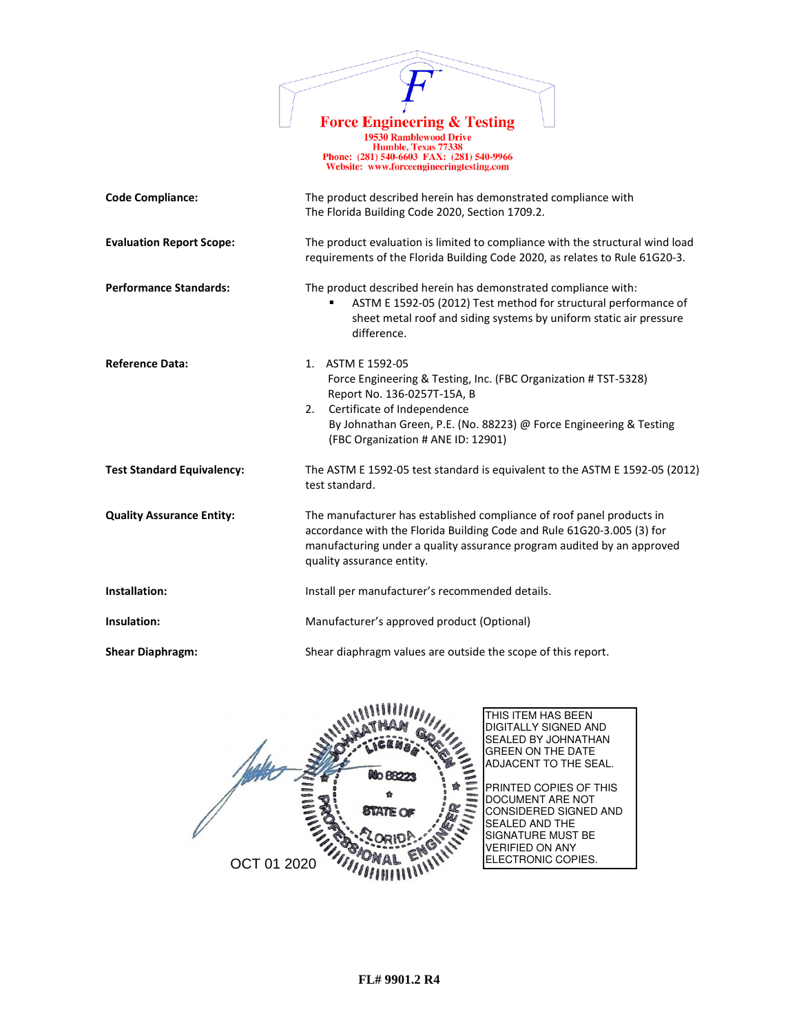**Force Engineering & Testing**
19530 Ramblewood Drive
Humble, Texas 77338
Phone: (281) 540-6603 FAX: (281) 540-9966
Website: www.forceengineeringtesting.com

| | |
|---|---|
| **Code Compliance:** | The product described herein has demonstrated compliance with The Florida Building Code 2020, Section 1709.2. |
| **Evaluation Report Scope:** | The product evaluation is limited to compliance with the structural wind load requirements of the Florida Building Code 2020, as relates to Rule 61G20-3. |
| **Performance Standards:** | The product described herein has demonstrated compliance with:<br>▪ ASTM E 1592-05 (2012) Test method for structural performance of sheet metal roof and siding systems by uniform static air pressure difference. |
| **Reference Data:** | 1. ASTM E 1592-05<br>Force Engineering & Testing, Inc. (FBC Organization # TST-5328)<br>Report No. 136-0257T-15A, B<br>2. Certificate of Independence<br>By Johnathan Green, P.E. (No. 88223) @ Force Engineering & Testing<br>(FBC Organization # ANE ID: 12901) |
| **Test Standard Equivalency:** | The ASTM E 1592-05 test standard is equivalent to the ASTM E 1592-05 (2012) test standard. |
| **Quality Assurance Entity:** | The manufacturer has established compliance of roof panel products in accordance with the Florida Building Code and Rule 61G20-3.005 (3) for manufacturing under a quality assurance program audited by an approved quality assurance entity. |
| **Installation:** | Install per manufacturer's recommended details. |
| **Insulation:** | Manufacturer's approved product (Optional) |
| **Shear Diaphragm:** | Shear diaphragm values are outside the scope of this report. |

JOHNATHAN GREEN
LICENSE
No 88223
STATE OF FLORIDA
PROFESSIONAL ENGINEER

OCT 01 2020

THIS ITEM HAS BEEN DIGITALLY SIGNED AND SEALED BY JOHNATHAN GREEN ON THE DATE ADJACENT TO THE SEAL.

PRINTED COPIES OF THIS DOCUMENT ARE NOT CONSIDERED SIGNED AND SEALED AND THE SIGNATURE MUST BE VERIFIED ON ANY ELECTRONIC COPIES.

FL# 9901.2 R4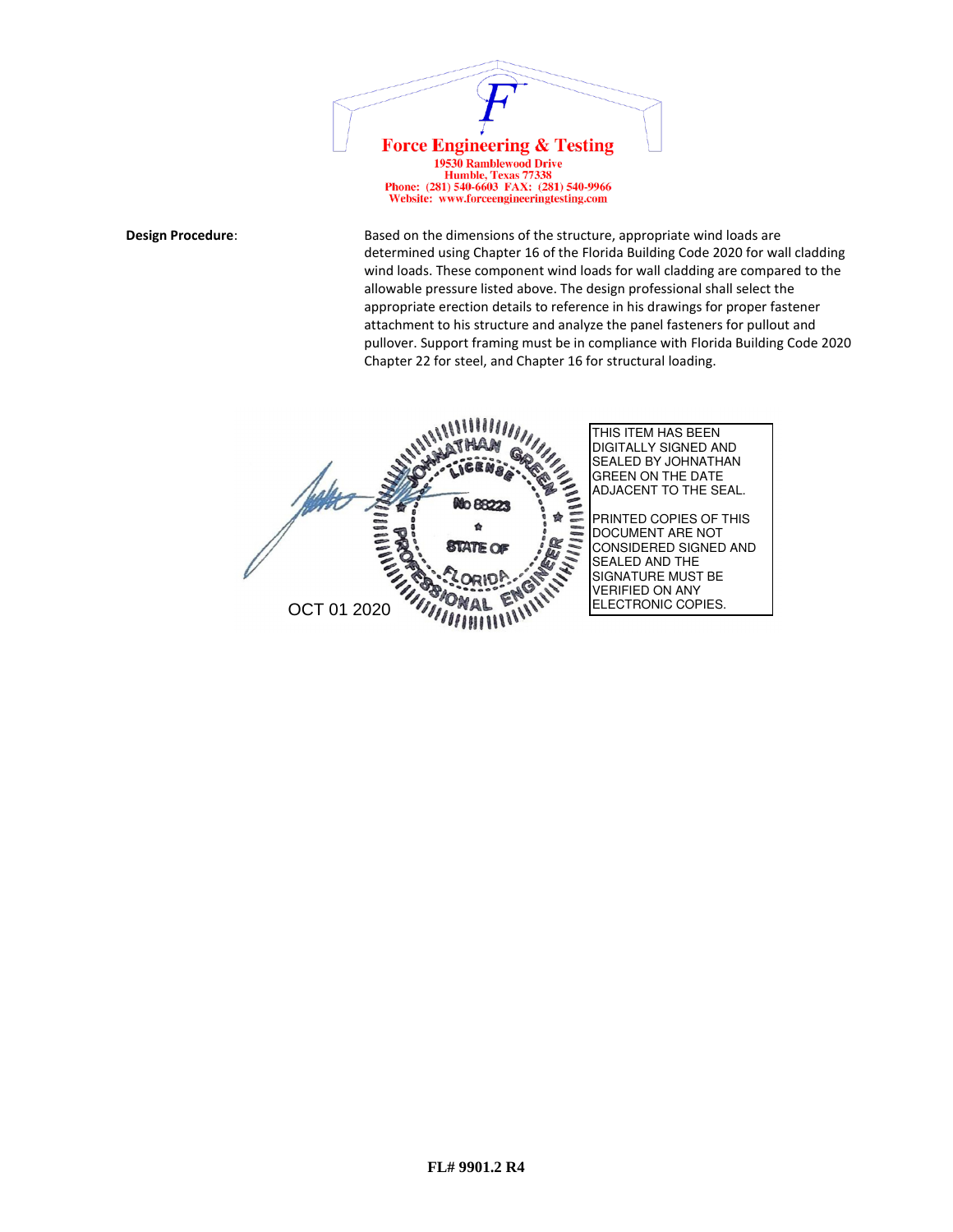**Force Engineering & Testing**
19530 Ramblewood Drive
Humble, Texas 77338
Phone: (281) 540-6603 FAX: (281) 540-9966
Website: www.forceengineeringtesting.com

**Design Procedure**:

Based on the dimensions of the structure, appropriate wind loads are determined using Chapter 16 of the Florida Building Code 2020 for wall cladding wind loads. These component wind loads for wall cladding are compared to the allowable pressure listed above. The design professional shall select the appropriate erection details to reference in his drawings for proper fastener attachment to his structure and analyze the panel fasteners for pullout and pullover. Support framing must be in compliance with Florida Building Code 2020 Chapter 22 for steel, and Chapter 16 for structural loading.

JOHNATHAN GREEN
LICENSE
No 88223
STATE OF
FLORIDA
PROFESSIONAL ENGINEER

OCT 01 2020

THIS ITEM HAS BEEN DIGITALLY SIGNED AND SEALED BY JOHNATHAN GREEN ON THE DATE ADJACENT TO THE SEAL.

PRINTED COPIES OF THIS DOCUMENT ARE NOT CONSIDERED SIGNED AND SEALED AND THE SIGNATURE MUST BE VERIFIED ON ANY ELECTRONIC COPIES.

**FL# 9901.2 R4**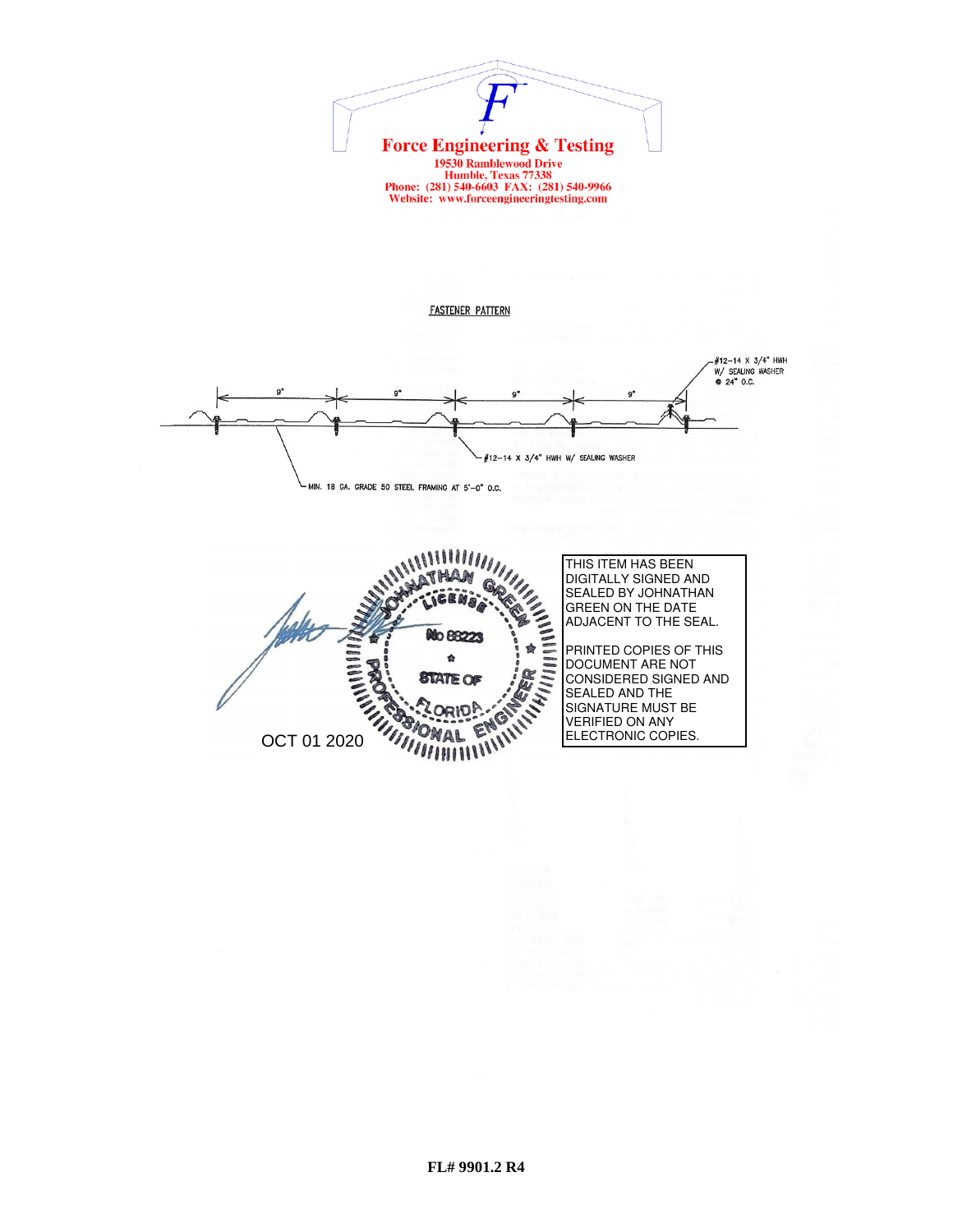**Force Engineering & Testing**
19530 Ramblewood Drive
Humble, Texas 77338
Phone: (281) 540-6603 FAX: (281) 540-9966
Website: www.forceengineeringtesting.com

FASTENER PATTERN

9"
9"
9"
9"
#12-14 X 3/4" HWH W/ SEALING WASHER @ 24" O.C.
#12-14 X 3/4" HWH W/ SEALING WASHER
MIN. 18 GA. GRADE 50 STEEL FRAMING AT 5'-0" O.C.

JOHNATHAN GREEN
LICENSE
No 88223
STATE OF FLORIDA
PROFESSIONAL ENGINEER

OCT 01 2020

THIS ITEM HAS BEEN DIGITALLY SIGNED AND SEALED BY JOHNATHAN GREEN ON THE DATE ADJACENT TO THE SEAL.

PRINTED COPIES OF THIS DOCUMENT ARE NOT CONSIDERED SIGNED AND SEALED AND THE SIGNATURE MUST BE VERIFIED ON ANY ELECTRONIC COPIES.

FL# 9901.2 R4